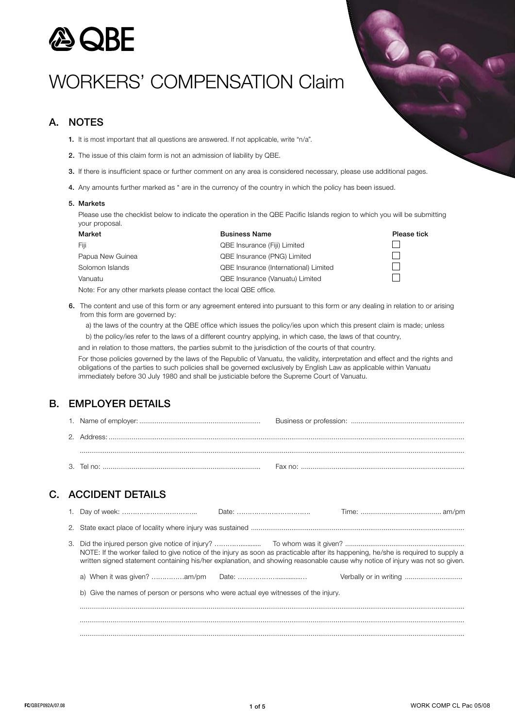QBE

# WORKERS' COMPENSATION Claim

## A. NOTES

1. It is most important that all questions are answered. If not applicable, write "n/a".
2. The issue of this claim form is not an admission of liability by QBE.
3. If there is insufficient space or further comment on any area is considered necessary, please use additional pages.
4. Any amounts further marked as * are in the currency of the country in which the policy has been issued.
5. **Markets**

   Please use the checklist below to indicate the operation in the QBE Pacific Islands region to which you will be submitting your proposal.

| Market | Business Name | Please tick |
|---|---|---|
| Fiji | QBE Insurance (Fiji) Limited | ☐ |
| Papua New Guinea | QBE Insurance (PNG) Limited | ☐ |
| Solomon Islands | QBE Insurance (International) Limited | ☐ |
| Vanuatu | QBE Insurance (Vanuatu) Limited | ☐ |

   Note: For any other markets please contact the local QBE office.

6. The content and use of this form or any agreement entered into pursuant to this form or any dealing in relation to or arising from this form are governed by:

   a) the laws of the country at the QBE office which issues the policy/ies upon which this present claim is made; unless

   b) the policy/ies refer to the laws of a different country applying, in which case, the laws of that country,

   and in relation to those matters, the parties submit to the jurisdiction of the courts of that country.

   For those policies governed by the laws of the Republic of Vanuatu, the validity, interpretation and effect and the rights and obligations of the parties to such policies shall be governed exclusively by English Law as applicable within Vanuatu immediately before 30 July 1980 and shall be justiciable before the Supreme Court of Vanuatu.

## B. EMPLOYER DETAILS

1. Name of employer: .................................................. Business or profession: ..................................................
2. Address: ..................................................................................................................................................

   ..............................................................................................................................................................
3. Tel no: .................................................. Fax no: ..................................................

## C. ACCIDENT DETAILS

1. Day of week: .................................. Date: .................................. Time: .................................. am/pm
2. State exact place of locality where injury was sustained ..................................................................
3. Did the injured person give notice of injury? .................. To whom was it given? ..................................

   NOTE: If the worker failed to give notice of the injury as soon as practicable after its happening, he/she is required to supply a written signed statement containing his/her explanation, and showing reasonable cause why notice of injury was not so given.

   a) When it was given? ...............am/pm Date: .................................. Verbally or in writing ..............................

   b) Give the names of person or persons who were actual eye witnesses of the injury.

   ..............................................................................................................................................................

   ..............................................................................................................................................................

   ..............................................................................................................................................................

FC/QBEP092A/07.08 WORK COMP CL Pac 05/08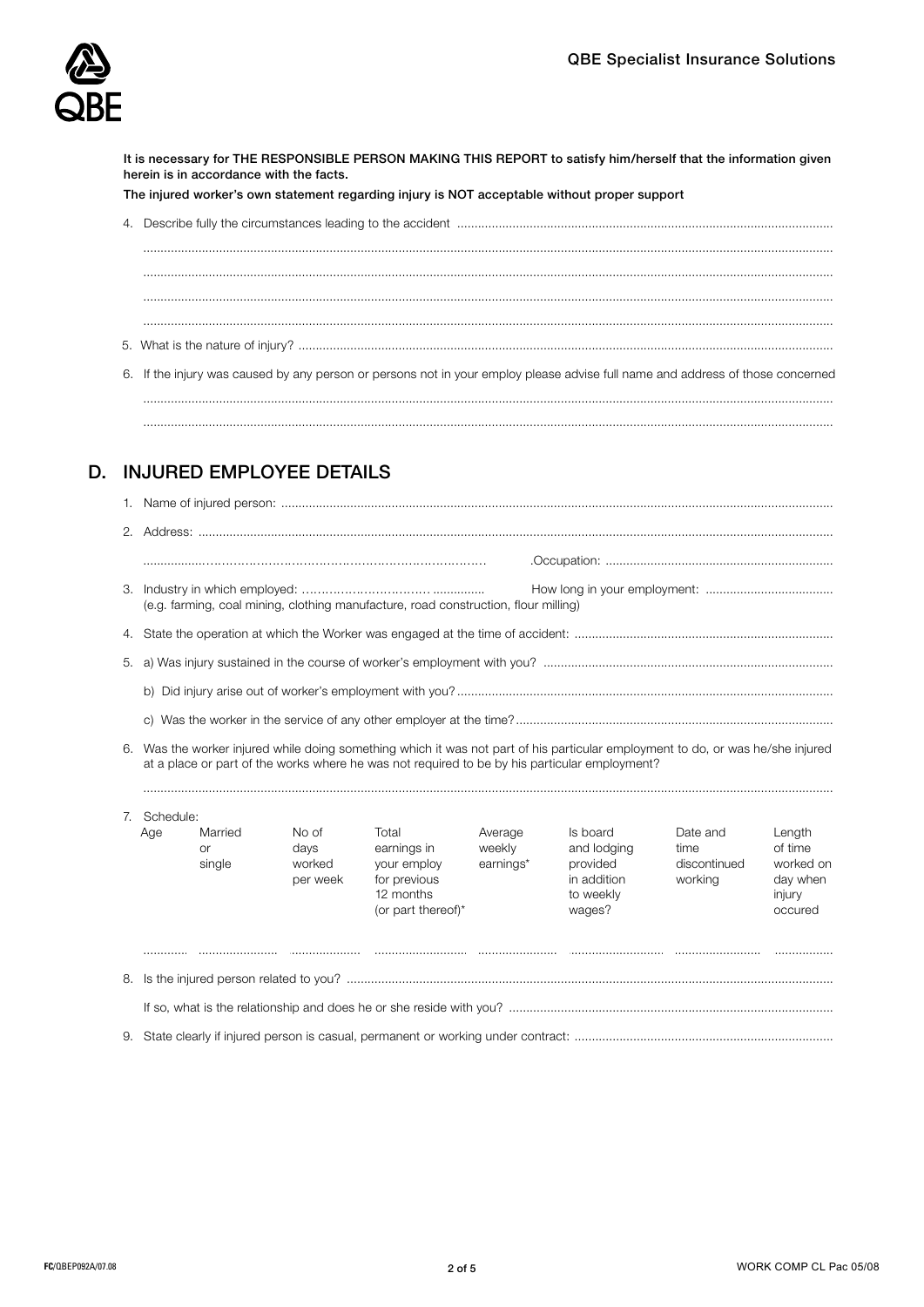**It is necessary for THE RESPONSIBLE PERSON MAKING THIS REPORT to satisfy him/herself that the information given herein is in accordance with the facts.**

**The injured worker's own statement regarding injury is NOT acceptable without proper support**

4. Describe fully the circumstances leading to the accident ..........................................................................................................

.......................................................................................................................................................................................

.......................................................................................................................................................................................

.......................................................................................................................................................................................

.......................................................................................................................................................................................

5. What is the nature of injury? ..........................................................................................................................................

6. If the injury was caused by any person or persons not in your employ please advise full name and address of those concerned

.......................................................................................................................................................................................

.......................................................................................................................................................................................

## D. INJURED EMPLOYEE DETAILS

1. Name of injured person: ..................................................................................................................................................

2. Address: ..........................................................................................................................................................................

   ................................................................................ .Occupation: ..................................................................

3. Industry in which employed: ............................................ How long in your employment: ......................................
   (e.g. farming, coal mining, clothing manufacture, road construction, flour milling)

4. State the operation at which the Worker was engaged at the time of accident: ..........................................................................

5. a) Was injury sustained in the course of worker's employment with you? ..................................................................................

   b) Did injury arise out of worker's employment with you? ..............................................................................................................

   c) Was the worker in the service of any other employer at the time? ..........................................................................................

6. Was the worker injured while doing something which it was not part of his particular employment to do, or was he/she injured at a place or part of the works where he was not required to be by his particular employment?

   .......................................................................................................................................................................................

7. Schedule:

| Age | Married or single | No of days worked per week | Total earnings in your employ for previous 12 months (or part thereof)* | Average weekly earnings* | Is board and lodging provided in addition to weekly wages? | Date and time discontinued working | Length of time worked on day when injury occured |
|---|---|---|---|---|---|---|---|
| ............ | ...................... | .................... | .......................... | ...................... | .......................... | ........................ | ................ |

8. Is the injured person related to you? ..........................................................................................................................

   If so, what is the relationship and does he or she reside with you? ..........................................................................................

9. State clearly if injured person is casual, permanent or working under contract: ..........................................................................

FC/QBEP092A/07.08

WORK COMP CL Pac 05/08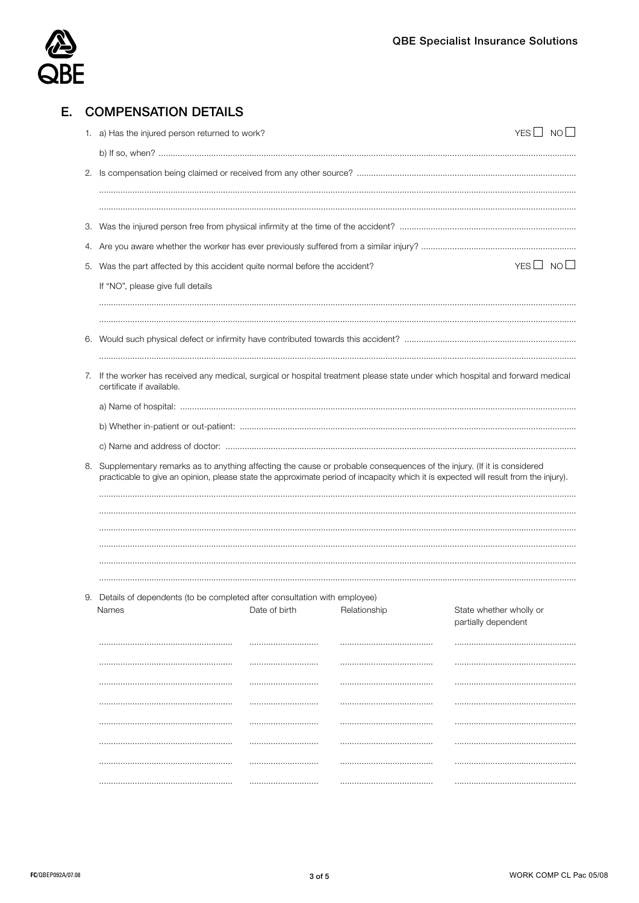## E. COMPENSATION DETAILS

1. a) Has the injured person returned to work? YES ☐ NO ☐

   b) If so, when? ..........................................................................................................................................................................

2. Is compensation being claimed or received from any other source? ..........................................................................................

   ...........................................................................................................................................................................................................

   ...........................................................................................................................................................................................................

3. Was the injured person free from physical infirmity at the time of the accident? .........................................................................

4. Are you aware whether the worker has ever previously suffered from a similar injury? ................................................................

5. Was the part affected by this accident quite normal before the accident? YES ☐ NO ☐

   If "NO", please give full details

   ...........................................................................................................................................................................................................

   ...........................................................................................................................................................................................................

6. Would such physical defect or infirmity have contributed towards this accident? .......................................................................

   ...........................................................................................................................................................................................................

7. If the worker has received any medical, surgical or hospital treatment please state under which hospital and forward medical certificate if available.

   a) Name of hospital: ..........................................................................................................................................................

   b) Whether in-patient or out-patient: ..................................................................................................................................

   c) Name and address of doctor: .......................................................................................................................................

8. Supplementary remarks as to anything affecting the cause or probable consequences of the injury. (If it is considered practicable to give an opinion, please state the approximate period of incapacity which it is expected will result from the injury).

   ...........................................................................................................................................................................................................

   ...........................................................................................................................................................................................................

   ...........................................................................................................................................................................................................

   ...........................................................................................................................................................................................................

   ...........................................................................................................................................................................................................

   ...........................................................................................................................................................................................................

9. Details of dependents (to be completed after consultation with employee)

| Names | Date of birth | Relationship | State whether wholly or partially dependent |
|---|---|---|---|
| | | | |
| | | | |
| | | | |
| | | | |
| | | | |
| | | | |
| | | | |
| | | | |

FC/QBEP092A/07.08

WORK COMP CL Pac 05/08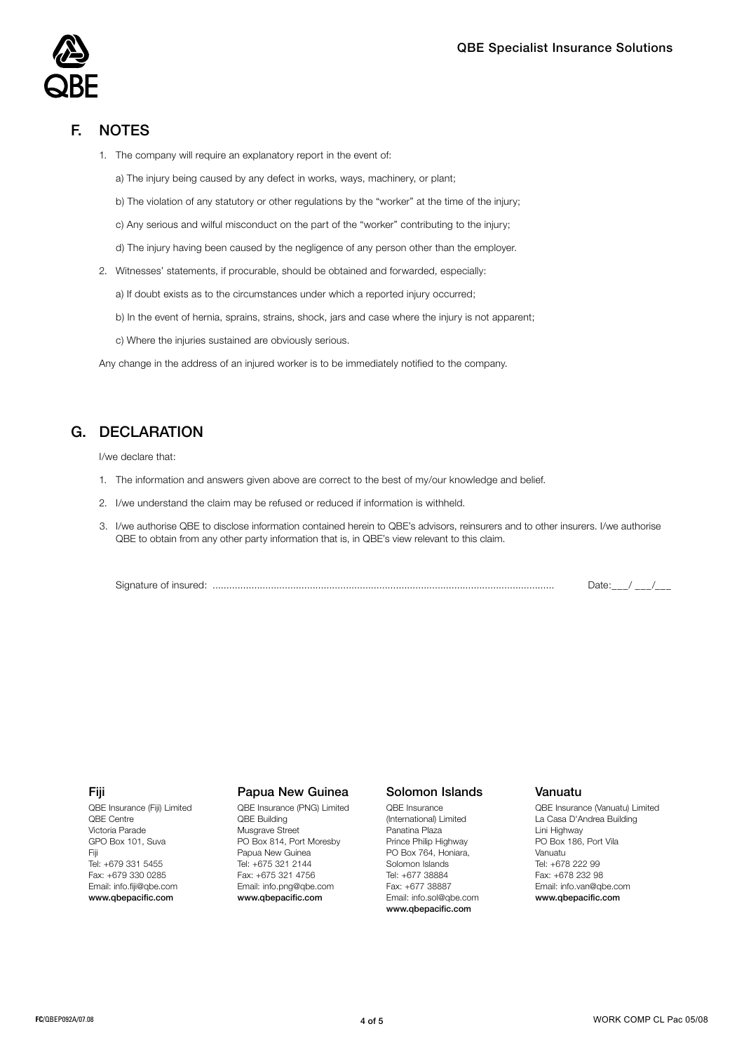## F. NOTES

1. The company will require an explanatory report in the event of:

   a) The injury being caused by any defect in works, ways, machinery, or plant;

   b) The violation of any statutory or other regulations by the "worker" at the time of the injury;

   c) Any serious and wilful misconduct on the part of the "worker" contributing to the injury;

   d) The injury having been caused by the negligence of any person other than the employer.

2. Witnesses' statements, if procurable, should be obtained and forwarded, especially:

   a) If doubt exists as to the circumstances under which a reported injury occurred;

   b) In the event of hernia, sprains, strains, shock, jars and case where the injury is not apparent;

   c) Where the injuries sustained are obviously serious.

Any change in the address of an injured worker is to be immediately notified to the company.

## G. DECLARATION

I/we declare that:

1. The information and answers given above are correct to the best of my/our knowledge and belief.
2. I/we understand the claim may be refused or reduced if information is withheld.
3. I/we authorise QBE to disclose information contained herein to QBE's advisors, reinsurers and to other insurers. I/we authorise QBE to obtain from any other party information that is, in QBE's view relevant to this claim.

Signature of insured: .......................................................................................................................... Date:___/ ___/___

**Fiji**
QBE Insurance (Fiji) Limited
QBE Centre
Victoria Parade
GPO Box 101, Suva
Fiji
Tel: +679 331 5455
Fax: +679 330 0285
Email: info.fiji@qbe.com
**www.qbepacific.com**

**Papua New Guinea**
QBE Insurance (PNG) Limited
QBE Building
Musgrave Street
PO Box 814, Port Moresby
Papua New Guinea
Tel: +675 321 2144
Fax: +675 321 4756
Email: info.png@qbe.com
**www.qbepacific.com**

**Solomon Islands**
QBE Insurance
(International) Limited
Panatina Plaza
Prince Philip Highway
PO Box 764, Honiara,
Solomon Islands
Tel: +677 38884
Fax: +677 38887
Email: info.sol@qbe.com
**www.qbepacific.com**

**Vanuatu**
QBE Insurance (Vanuatu) Limited
La Casa D'Andrea Building
Lini Highway
PO Box 186, Port Vila
Vanuatu
Tel: +678 222 99
Fax: +678 232 98
Email: info.van@qbe.com
**www.qbepacific.com**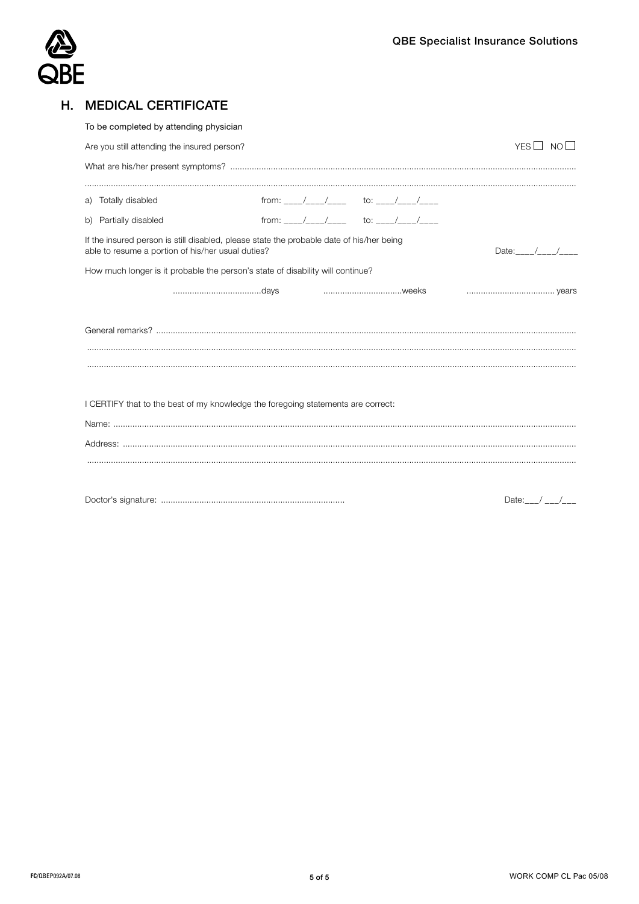## H. MEDICAL CERTIFICATE

To be completed by attending physician

Are you still attending the insured person? YES ☐ NO ☐

What are his/her present symptoms? ..............................................................................................................................................

..............................................................................................................................................

a) Totally disabled from: ____/____/____ to: ____/____/____

b) Partially disabled from: ____/____/____ to: ____/____/____

If the insured person is still disabled, please state the probable date of his/her being able to resume a portion of his/her usual duties? Date:____/____/____

How much longer is it probable the person's state of disability will continue?

....................................days ................................weeks .................................... years

General remarks? ..............................................................................................................................................

..............................................................................................................................................

..............................................................................................................................................

I CERTIFY that to the best of my knowledge the foregoing statements are correct:

Name: ..............................................................................................................................................

Address: ..............................................................................................................................................

..............................................................................................................................................

Doctor's signature: ............................................................................ Date:___/ ___/___

FC/QBEP092A/07.08

WORK COMP CL Pac 05/08